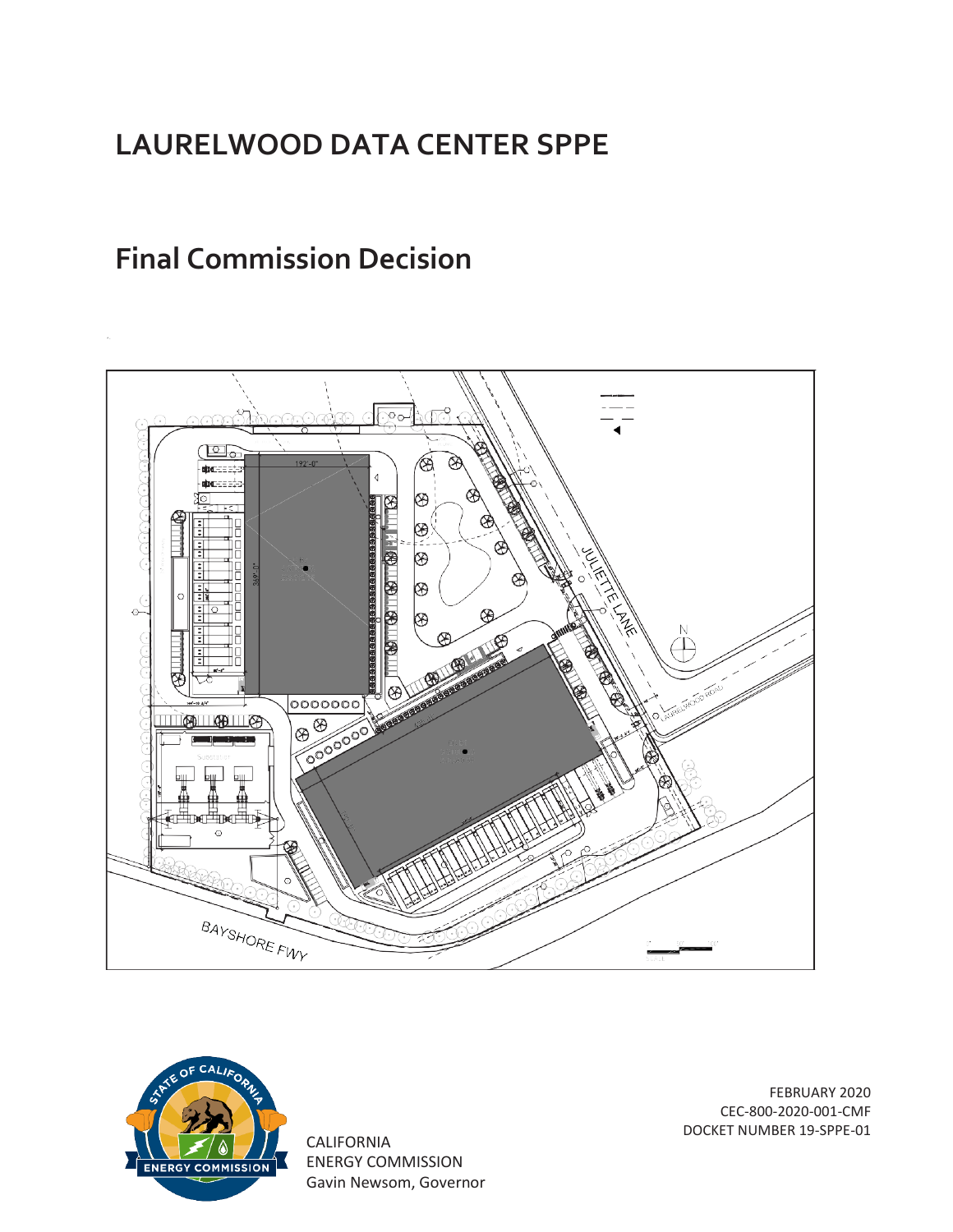# LAURELWOOD DATA CENTER SPPE

## Final Commission Decision

FEBRUARY 2020
CEC-800-2020-001-CMF
DOCKET NUMBER 19-SPPE-01

CALIFORNIA
ENERGY COMMISSION
Gavin Newsom, Governor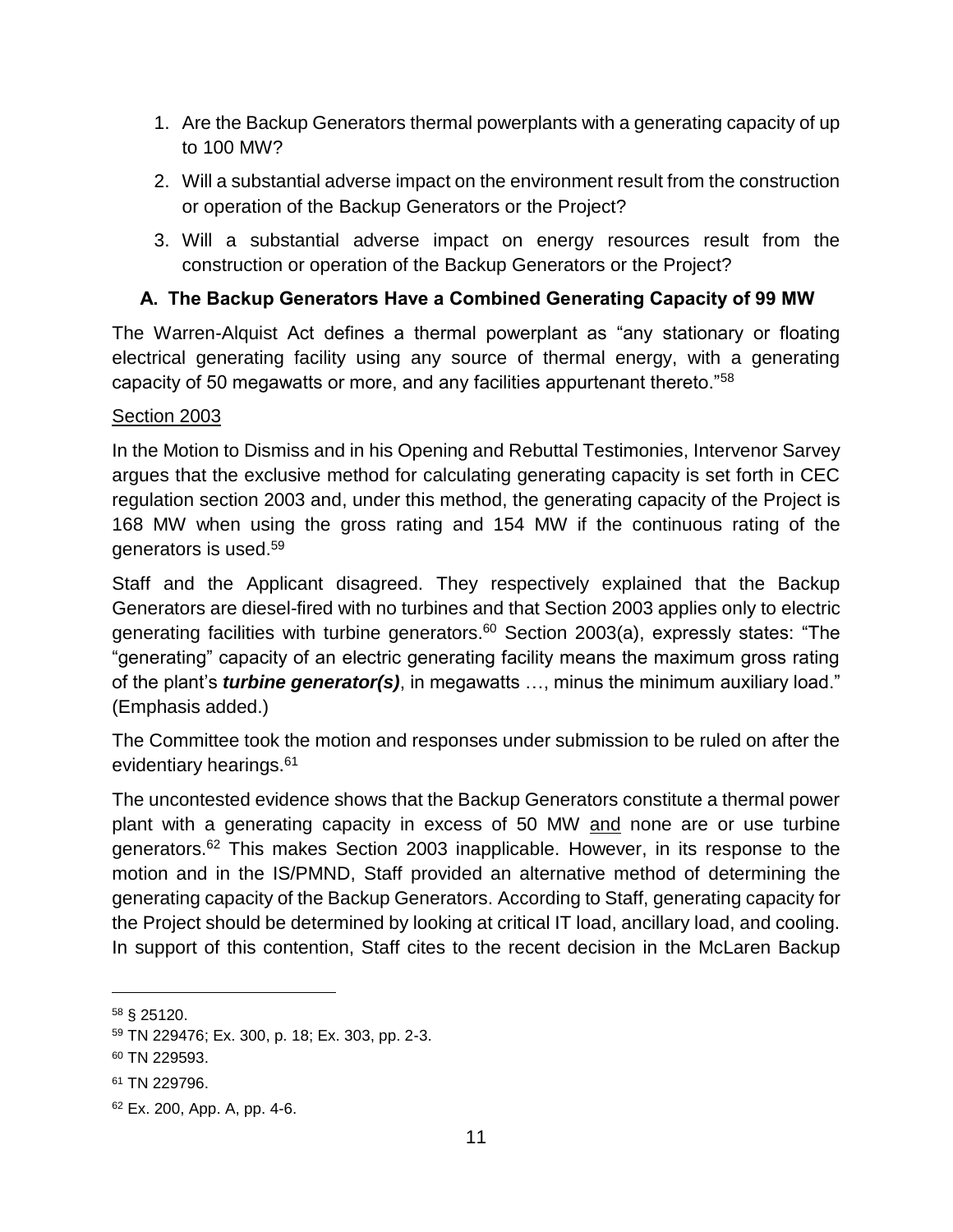1. Are the Backup Generators thermal powerplants with a generating capacity of up to 100 MW?
2. Will a substantial adverse impact on the environment result from the construction or operation of the Backup Generators or the Project?
3. Will a substantial adverse impact on energy resources result from the construction or operation of the Backup Generators or the Project?

### A. The Backup Generators Have a Combined Generating Capacity of 99 MW

The Warren-Alquist Act defines a thermal powerplant as "any stationary or floating electrical generating facility using any source of thermal energy, with a generating capacity of 50 megawatts or more, and any facilities appurtenant thereto."[58]

Section 2003

In the Motion to Dismiss and in his Opening and Rebuttal Testimonies, Intervenor Sarvey argues that the exclusive method for calculating generating capacity is set forth in CEC regulation section 2003 and, under this method, the generating capacity of the Project is 168 MW when using the gross rating and 154 MW if the continuous rating of the generators is used.[59]

Staff and the Applicant disagreed. They respectively explained that the Backup Generators are diesel-fired with no turbines and that Section 2003 applies only to electric generating facilities with turbine generators.[60] Section 2003(a), expressly states: "The "generating" capacity of an electric generating facility means the maximum gross rating of the plant's ***turbine generator(s)***, in megawatts …, minus the minimum auxiliary load." (Emphasis added.)

The Committee took the motion and responses under submission to be ruled on after the evidentiary hearings.[61]

The uncontested evidence shows that the Backup Generators constitute a thermal power plant with a generating capacity in excess of 50 MW and none are or use turbine generators.[62] This makes Section 2003 inapplicable. However, in its response to the motion and in the IS/PMND, Staff provided an alternative method of determining the generating capacity of the Backup Generators. According to Staff, generating capacity for the Project should be determined by looking at critical IT load, ancillary load, and cooling. In support of this contention, Staff cites to the recent decision in the McLaren Backup

---

[58] § 25120.

[59] TN 229476; Ex. 300, p. 18; Ex. 303, pp. 2-3.

[60] TN 229593.

[61] TN 229796.

[62] Ex. 200, App. A, pp. 4-6.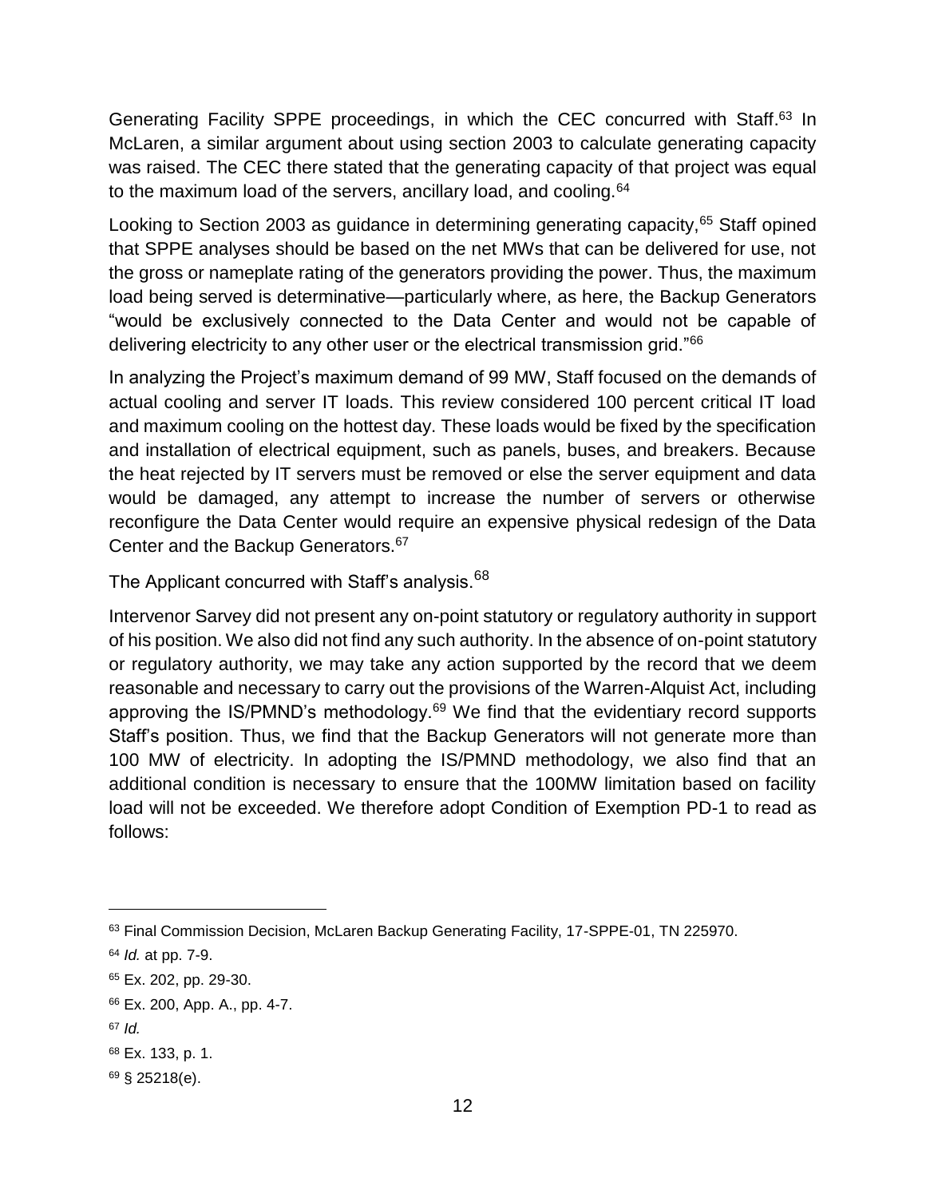Generating Facility SPPE proceedings, in which the CEC concurred with Staff.[63] In McLaren, a similar argument about using section 2003 to calculate generating capacity was raised. The CEC there stated that the generating capacity of that project was equal to the maximum load of the servers, ancillary load, and cooling.[64]

Looking to Section 2003 as guidance in determining generating capacity,[65] Staff opined that SPPE analyses should be based on the net MWs that can be delivered for use, not the gross or nameplate rating of the generators providing the power. Thus, the maximum load being served is determinative—particularly where, as here, the Backup Generators "would be exclusively connected to the Data Center and would not be capable of delivering electricity to any other user or the electrical transmission grid."[66]

In analyzing the Project's maximum demand of 99 MW, Staff focused on the demands of actual cooling and server IT loads. This review considered 100 percent critical IT load and maximum cooling on the hottest day. These loads would be fixed by the specification and installation of electrical equipment, such as panels, buses, and breakers. Because the heat rejected by IT servers must be removed or else the server equipment and data would be damaged, any attempt to increase the number of servers or otherwise reconfigure the Data Center would require an expensive physical redesign of the Data Center and the Backup Generators.[67]

The Applicant concurred with Staff's analysis.[68]

Intervenor Sarvey did not present any on-point statutory or regulatory authority in support of his position. We also did not find any such authority. In the absence of on-point statutory or regulatory authority, we may take any action supported by the record that we deem reasonable and necessary to carry out the provisions of the Warren-Alquist Act, including approving the IS/PMND's methodology.[69] We find that the evidentiary record supports Staff's position. Thus, we find that the Backup Generators will not generate more than 100 MW of electricity. In adopting the IS/PMND methodology, we also find that an additional condition is necessary to ensure that the 100MW limitation based on facility load will not be exceeded. We therefore adopt Condition of Exemption PD-1 to read as follows:

---

[63] Final Commission Decision, McLaren Backup Generating Facility, 17-SPPE-01, TN 225970.

[64] *Id.* at pp. 7-9.

[65] Ex. 202, pp. 29-30.

[66] Ex. 200, App. A., pp. 4-7.

[67] *Id.*

[68] Ex. 133, p. 1.

[69] § 25218(e).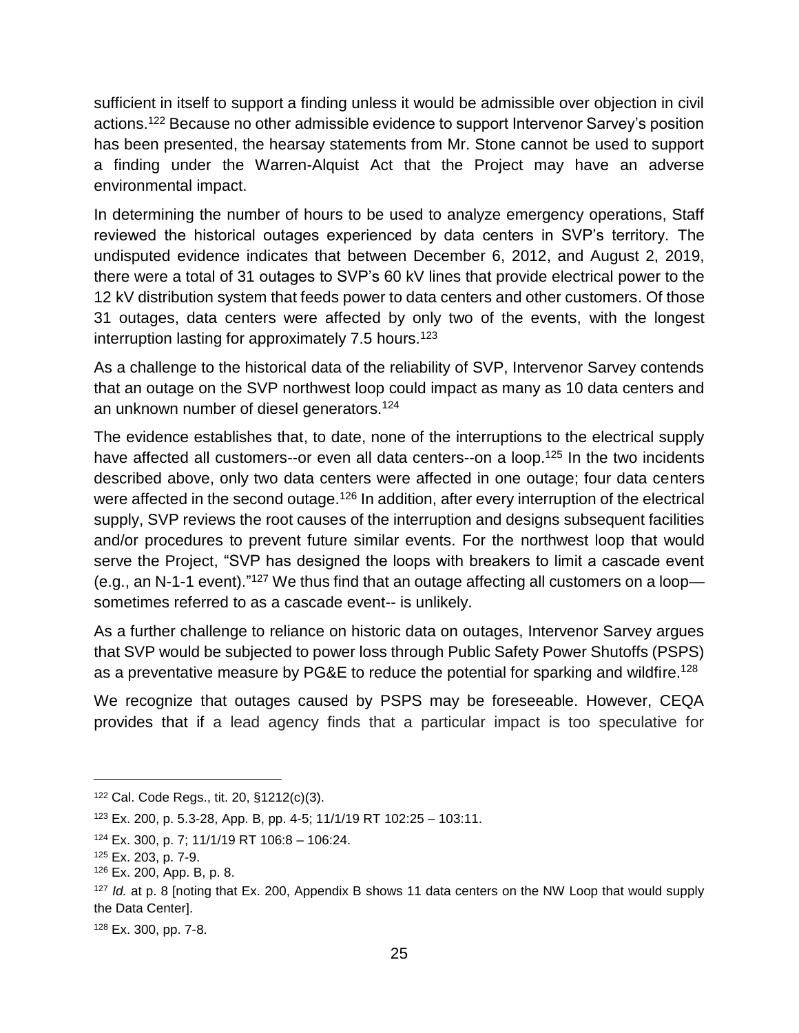sufficient in itself to support a finding unless it would be admissible over objection in civil actions.[122] Because no other admissible evidence to support Intervenor Sarvey's position has been presented, the hearsay statements from Mr. Stone cannot be used to support a finding under the Warren-Alquist Act that the Project may have an adverse environmental impact.

In determining the number of hours to be used to analyze emergency operations, Staff reviewed the historical outages experienced by data centers in SVP's territory. The undisputed evidence indicates that between December 6, 2012, and August 2, 2019, there were a total of 31 outages to SVP's 60 kV lines that provide electrical power to the 12 kV distribution system that feeds power to data centers and other customers. Of those 31 outages, data centers were affected by only two of the events, with the longest interruption lasting for approximately 7.5 hours.[123]

As a challenge to the historical data of the reliability of SVP, Intervenor Sarvey contends that an outage on the SVP northwest loop could impact as many as 10 data centers and an unknown number of diesel generators.[124]

The evidence establishes that, to date, none of the interruptions to the electrical supply have affected all customers--or even all data centers--on a loop.[125] In the two incidents described above, only two data centers were affected in one outage; four data centers were affected in the second outage.[126] In addition, after every interruption of the electrical supply, SVP reviews the root causes of the interruption and designs subsequent facilities and/or procedures to prevent future similar events. For the northwest loop that would serve the Project, "SVP has designed the loops with breakers to limit a cascade event (e.g., an N-1-1 event)."[127] We thus find that an outage affecting all customers on a loop—sometimes referred to as a cascade event-- is unlikely.

As a further challenge to reliance on historic data on outages, Intervenor Sarvey argues that SVP would be subjected to power loss through Public Safety Power Shutoffs (PSPS) as a preventative measure by PG&E to reduce the potential for sparking and wildfire.[128]

We recognize that outages caused by PSPS may be foreseeable. However, CEQA provides that if a lead agency finds that a particular impact is too speculative for

---

[122] Cal. Code Regs., tit. 20, §1212(c)(3).

[123] Ex. 200, p. 5.3-28, App. B, pp. 4-5; 11/1/19 RT 102:25 – 103:11.

[124] Ex. 300, p. 7; 11/1/19 RT 106:8 – 106:24.

[125] Ex. 203, p. 7-9.

[126] Ex. 200, App. B, p. 8.

[127] *Id.* at p. 8 [noting that Ex. 200, Appendix B shows 11 data centers on the NW Loop that would supply the Data Center].

[128] Ex. 300, pp. 7-8.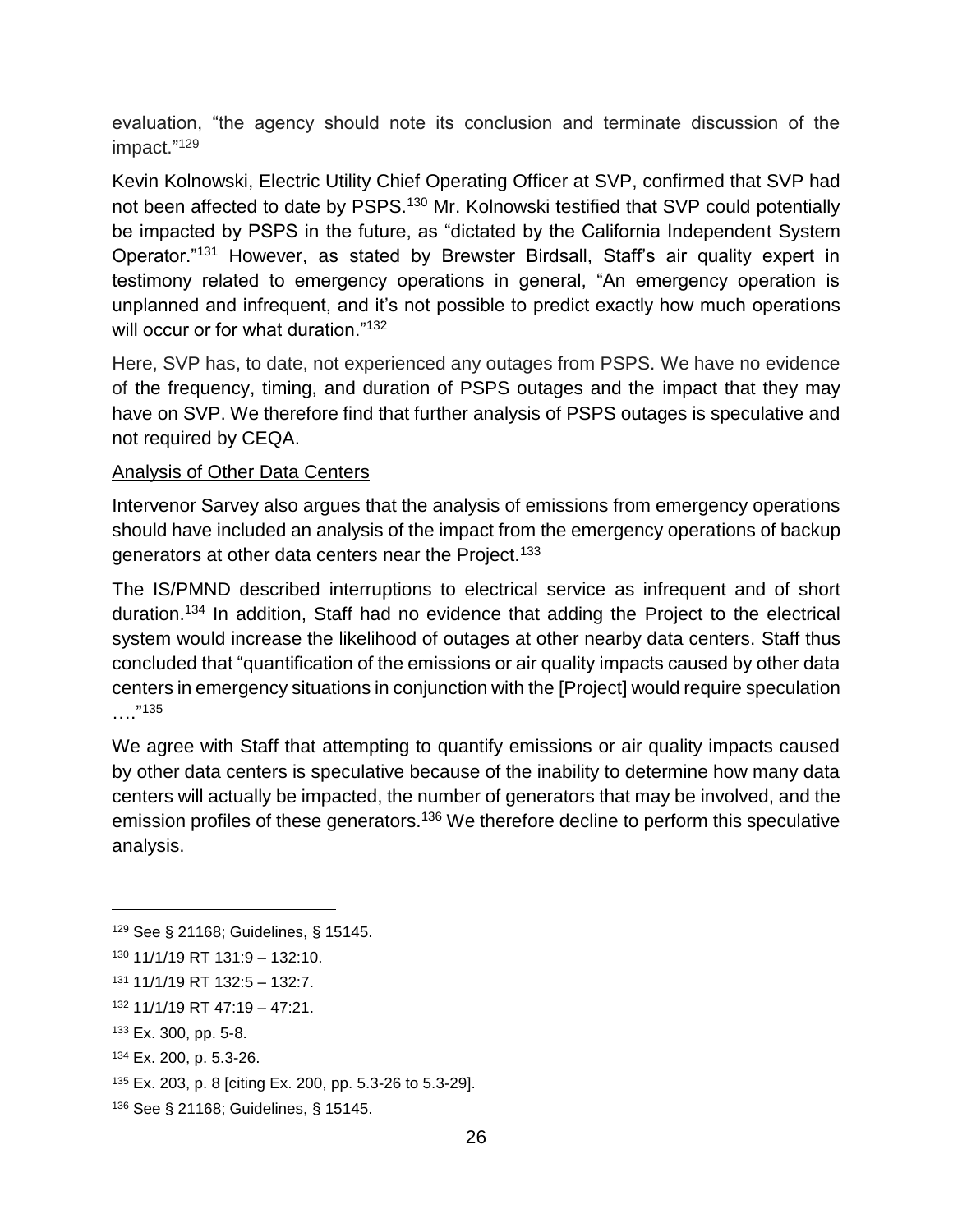evaluation, "the agency should note its conclusion and terminate discussion of the impact."[129]

Kevin Kolnowski, Electric Utility Chief Operating Officer at SVP, confirmed that SVP had not been affected to date by PSPS.[130] Mr. Kolnowski testified that SVP could potentially be impacted by PSPS in the future, as "dictated by the California Independent System Operator."[131] However, as stated by Brewster Birdsall, Staff's air quality expert in testimony related to emergency operations in general, "An emergency operation is unplanned and infrequent, and it's not possible to predict exactly how much operations will occur or for what duration."[132]

Here, SVP has, to date, not experienced any outages from PSPS. We have no evidence of the frequency, timing, and duration of PSPS outages and the impact that they may have on SVP. We therefore find that further analysis of PSPS outages is speculative and not required by CEQA.

<u>Analysis of Other Data Centers</u>

Intervenor Sarvey also argues that the analysis of emissions from emergency operations should have included an analysis of the impact from the emergency operations of backup generators at other data centers near the Project.[133]

The IS/PMND described interruptions to electrical service as infrequent and of short duration.[134] In addition, Staff had no evidence that adding the Project to the electrical system would increase the likelihood of outages at other nearby data centers. Staff thus concluded that "quantification of the emissions or air quality impacts caused by other data centers in emergency situations in conjunction with the [Project] would require speculation …."[135]

We agree with Staff that attempting to quantify emissions or air quality impacts caused by other data centers is speculative because of the inability to determine how many data centers will actually be impacted, the number of generators that may be involved, and the emission profiles of these generators.[136] We therefore decline to perform this speculative analysis.

---

[129] See § 21168; Guidelines, § 15145.

[130] 11/1/19 RT 131:9 – 132:10.

[131] 11/1/19 RT 132:5 – 132:7.

[132] 11/1/19 RT 47:19 – 47:21.

[133] Ex. 300, pp. 5-8.

[134] Ex. 200, p. 5.3-26.

[135] Ex. 203, p. 8 [citing Ex. 200, pp. 5.3-26 to 5.3-29].

[136] See § 21168; Guidelines, § 15145.